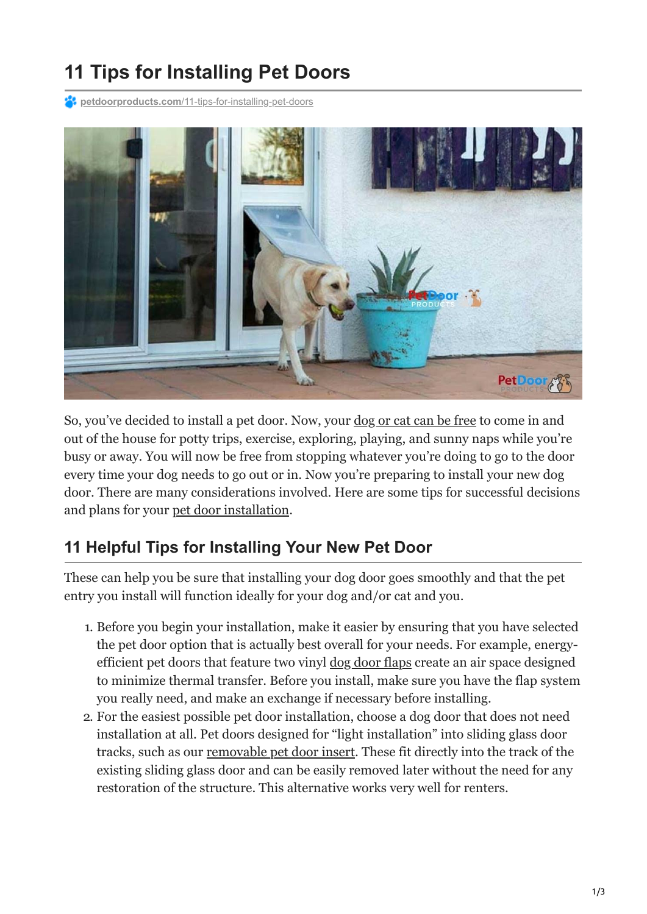# 11 Tips for Installing Pet Doors

petdoorproducts.com/11-tips-for-installing-pet-doors

So, you've decided to install a pet door. Now, your dog or cat can be free to come in and out of the house for potty trips, exercise, exploring, playing, and sunny naps while you're busy or away. You will now be free from stopping whatever you're doing to go to the door every time your dog needs to go out or in. Now you're preparing to install your new dog door. There are many considerations involved. Here are some tips for successful decisions and plans for your pet door installation.

## 11 Helpful Tips for Installing Your New Pet Door

These can help you be sure that installing your dog door goes smoothly and that the pet entry you install will function ideally for your dog and/or cat and you.

1. Before you begin your installation, make it easier by ensuring that you have selected the pet door option that is actually best overall for your needs. For example, energy-efficient pet doors that feature two vinyl dog door flaps create an air space designed to minimize thermal transfer. Before you install, make sure you have the flap system you really need, and make an exchange if necessary before installing.
2. For the easiest possible pet door installation, choose a dog door that does not need installation at all. Pet doors designed for "light installation" into sliding glass door tracks, such as our removable pet door insert. These fit directly into the track of the existing sliding glass door and can be easily removed later without the need for any restoration of the structure. This alternative works very well for renters.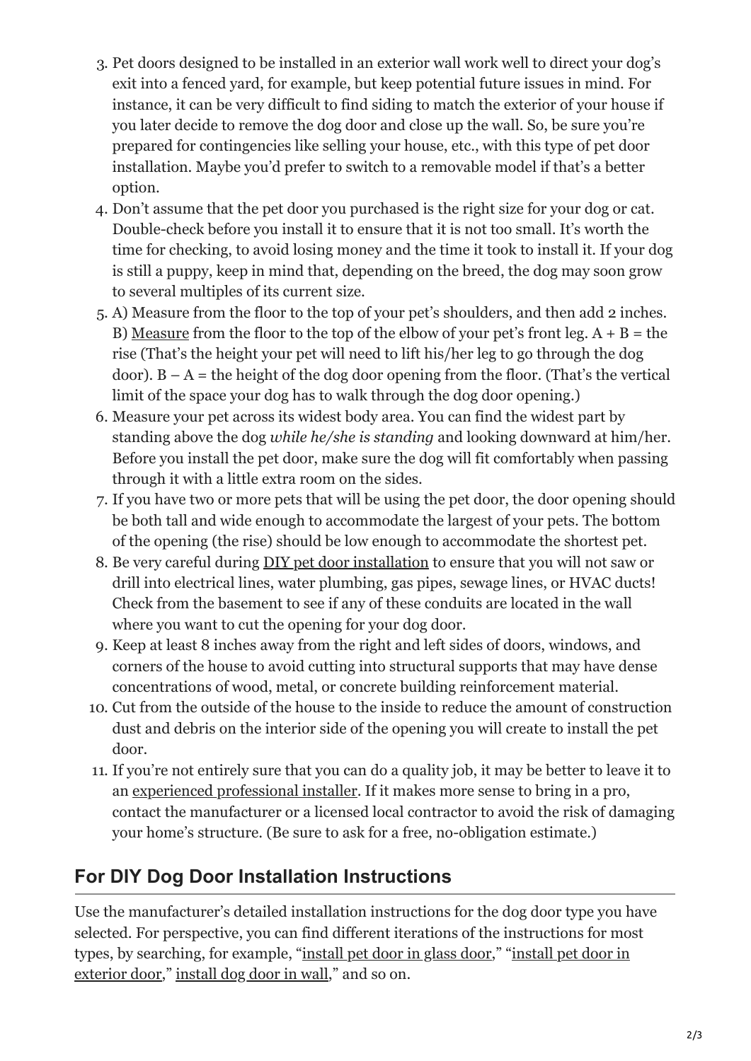3. Pet doors designed to be installed in an exterior wall work well to direct your dog's exit into a fenced yard, for example, but keep potential future issues in mind. For instance, it can be very difficult to find siding to match the exterior of your house if you later decide to remove the dog door and close up the wall. So, be sure you're prepared for contingencies like selling your house, etc., with this type of pet door installation. Maybe you'd prefer to switch to a removable model if that's a better option.
4. Don't assume that the pet door you purchased is the right size for your dog or cat. Double-check before you install it to ensure that it is not too small. It's worth the time for checking, to avoid losing money and the time it took to install it. If your dog is still a puppy, keep in mind that, depending on the breed, the dog may soon grow to several multiples of its current size.
5. A) Measure from the floor to the top of your pet's shoulders, and then add 2 inches. B) Measure from the floor to the top of the elbow of your pet's front leg. A + B = the rise (That's the height your pet will need to lift his/her leg to go through the dog door). B – A = the height of the dog door opening from the floor. (That's the vertical limit of the space your dog has to walk through the dog door opening.)
6. Measure your pet across its widest body area. You can find the widest part by standing above the dog *while he/she is standing* and looking downward at him/her. Before you install the pet door, make sure the dog will fit comfortably when passing through it with a little extra room on the sides.
7. If you have two or more pets that will be using the pet door, the door opening should be both tall and wide enough to accommodate the largest of your pets. The bottom of the opening (the rise) should be low enough to accommodate the shortest pet.
8. Be very careful during DIY pet door installation to ensure that you will not saw or drill into electrical lines, water plumbing, gas pipes, sewage lines, or HVAC ducts! Check from the basement to see if any of these conduits are located in the wall where you want to cut the opening for your dog door.
9. Keep at least 8 inches away from the right and left sides of doors, windows, and corners of the house to avoid cutting into structural supports that may have dense concentrations of wood, metal, or concrete building reinforcement material.
10. Cut from the outside of the house to the inside to reduce the amount of construction dust and debris on the interior side of the opening you will create to install the pet door.
11. If you're not entirely sure that you can do a quality job, it may be better to leave it to an experienced professional installer. If it makes more sense to bring in a pro, contact the manufacturer or a licensed local contractor to avoid the risk of damaging your home's structure. (Be sure to ask for a free, no-obligation estimate.)

## For DIY Dog Door Installation Instructions

Use the manufacturer's detailed installation instructions for the dog door type you have selected. For perspective, you can find different iterations of the instructions for most types, by searching, for example, "install pet door in glass door," "install pet door in exterior door," install dog door in wall," and so on.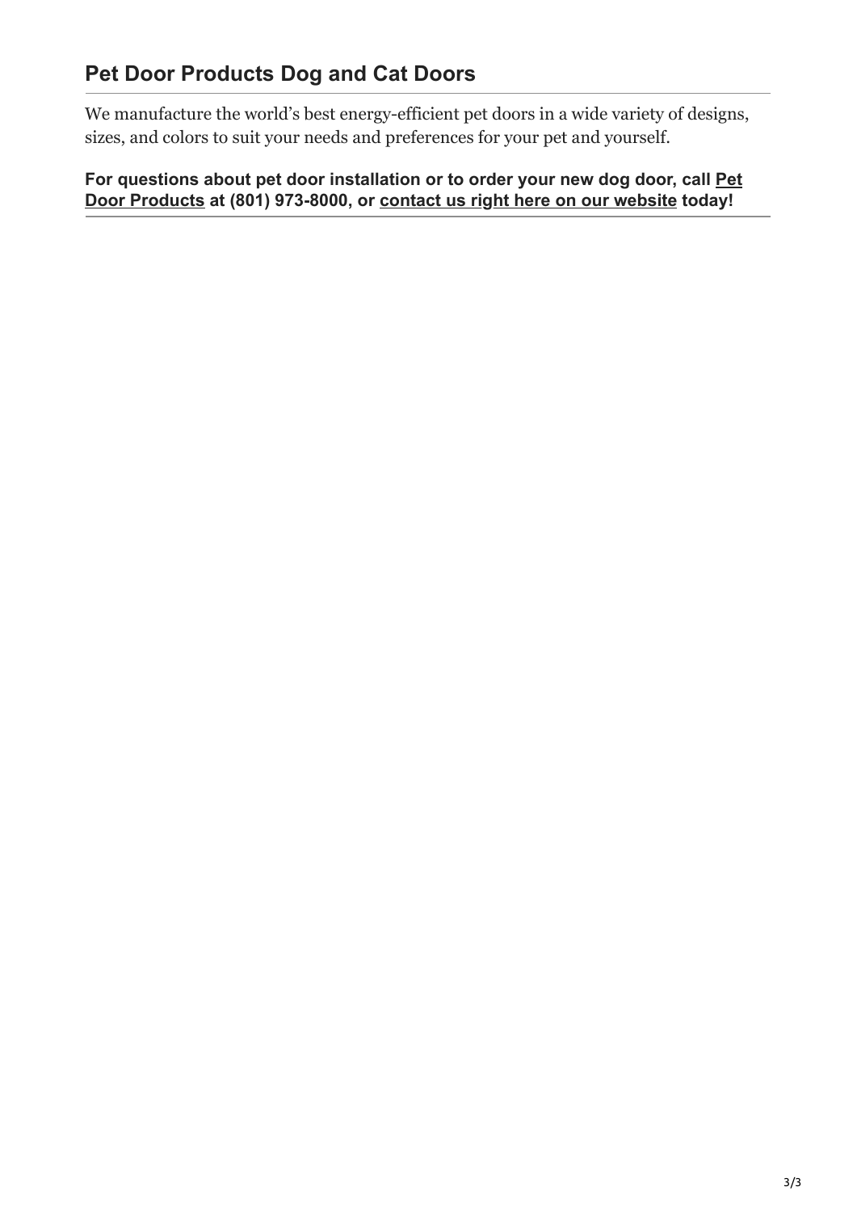## Pet Door Products Dog and Cat Doors

We manufacture the world's best energy-efficient pet doors in a wide variety of designs, sizes, and colors to suit your needs and preferences for your pet and yourself.

**For questions about pet door installation or to order your new dog door, call Pet Door Products at (801) 973-8000, or contact us right here on our website today!**